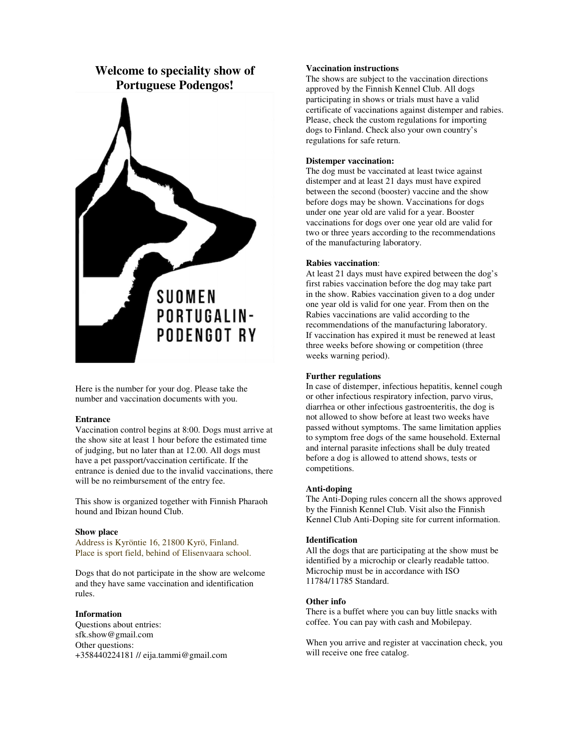# Welcome to speciality show of Portuguese Podengos!

SUOMEN PORTUGALIN-PODENGOT RY

Here is the number for your dog. Please take the number and vaccination documents with you.

**Entrance**

Vaccination control begins at 8:00. Dogs must arrive at the show site at least 1 hour before the estimated time of judging, but no later than at 12.00. All dogs must have a pet passport/vaccination certificate. If the entrance is denied due to the invalid vaccinations, there will be no reimbursement of the entry fee.

This show is organized together with Finnish Pharaoh hound and Ibizan hound Club.

**Show place**

Address is Kyröntie 16, 21800 Kyrö, Finland.
Place is sport field, behind of Elisenvaara school.

Dogs that do not participate in the show are welcome and they have same vaccination and identification rules.

**Information**

Questions about entries:
sfk.show@gmail.com
Other questions:
+358440224181 // eija.tammi@gmail.com

**Vaccination instructions**

The shows are subject to the vaccination directions approved by the Finnish Kennel Club. All dogs participating in shows or trials must have a valid certificate of vaccinations against distemper and rabies. Please, check the custom regulations for importing dogs to Finland. Check also your own country's regulations for safe return.

**Distemper vaccination:**

The dog must be vaccinated at least twice against distemper and at least 21 days must have expired between the second (booster) vaccine and the show before dogs may be shown. Vaccinations for dogs under one year old are valid for a year. Booster vaccinations for dogs over one year old are valid for two or three years according to the recommendations of the manufacturing laboratory.

**Rabies vaccination**:

At least 21 days must have expired between the dog's first rabies vaccination before the dog may take part in the show. Rabies vaccination given to a dog under one year old is valid for one year. From then on the Rabies vaccinations are valid according to the recommendations of the manufacturing laboratory.
If vaccination has expired it must be renewed at least three weeks before showing or competition (three weeks warning period).

**Further regulations**

In case of distemper, infectious hepatitis, kennel cough or other infectious respiratory infection, parvo virus, diarrhea or other infectious gastroenteritis, the dog is not allowed to show before at least two weeks have passed without symptoms. The same limitation applies to symptom free dogs of the same household. External and internal parasite infections shall be duly treated before a dog is allowed to attend shows, tests or competitions.

**Anti-doping**

The Anti-Doping rules concern all the shows approved by the Finnish Kennel Club. Visit also the Finnish Kennel Club Anti-Doping site for current information.

**Identification**

All the dogs that are participating at the show must be identified by a microchip or clearly readable tattoo. Microchip must be in accordance with ISO 11784/11785 Standard.

**Other info**

There is a buffet where you can buy little snacks with coffee. You can pay with cash and Mobilepay.

When you arrive and register at vaccination check, you will receive one free catalog.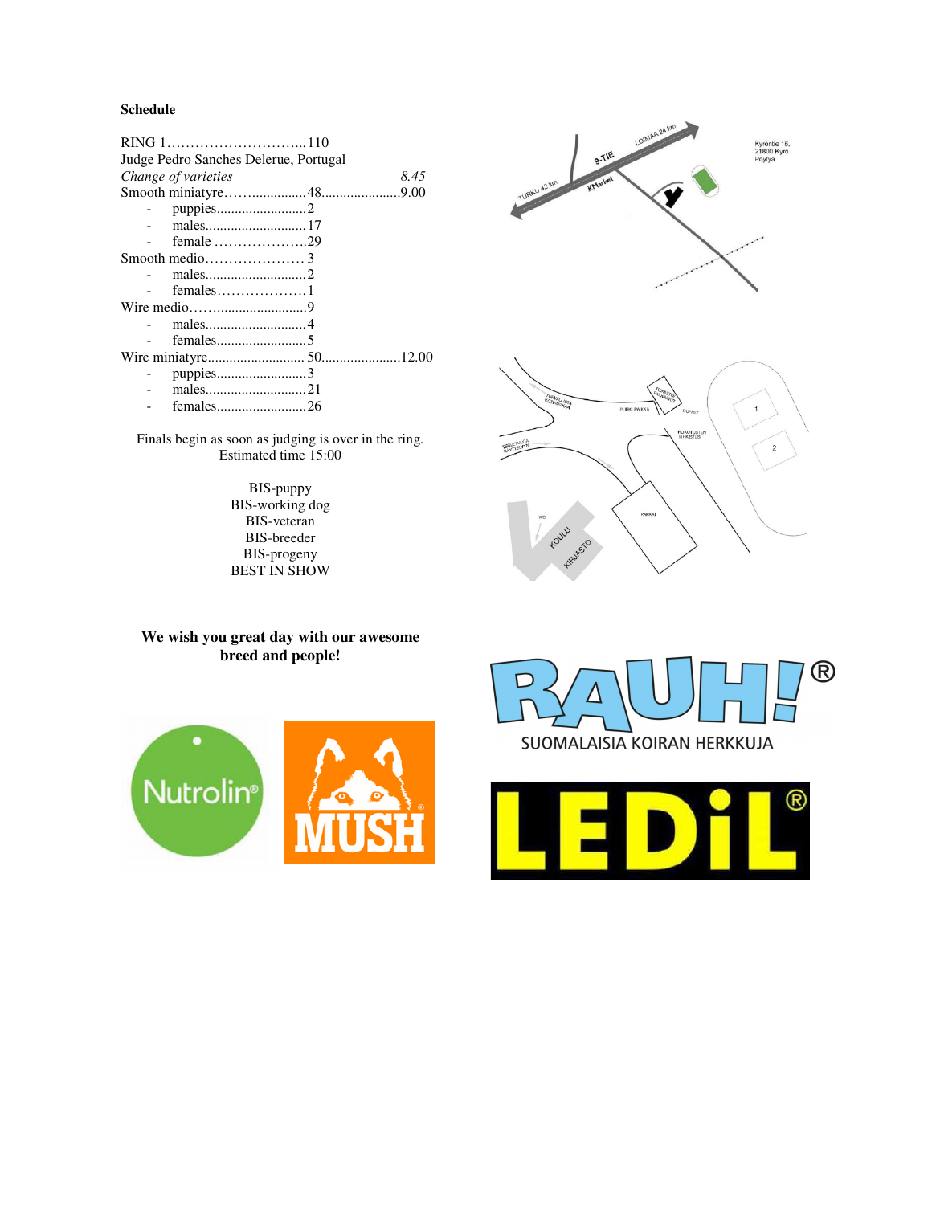**Schedule**

RING 1………………………...110
Judge Pedro Sanches Delerue, Portugal
*Change of varieties* *8.45*
Smooth miniatyre……...............48......................9.00

- puppies.........................2
- males............................17
- female ………………..29

Smooth medio………………… 3

- males............................2
- females………………1

Wire medio…….........................9

- males............................4
- females.........................5

Wire miniatyre........................... 50......................12.00

- puppies.........................3
- males............................21
- females.........................26

Finals begin as soon as judging is over in the ring.
Estimated time 15:00

BIS-puppy
BIS-working dog
BIS-veteran
BIS-breeder
BIS-progeny
BEST IN SHOW

**We wish you great day with our awesome breed and people!**

Kyröntie 16,
21800 Kyrö
Pöytyä

LOIMAA 24 km
9-TIE
TURKU 42 km
K-Market

1
2
KOULU
KIRJASTO
PARKKI

RAUH!®
SUOMALAISIA KOIRAN HERKKUJA

Nutrolin®

MUSH®

LEDiL®